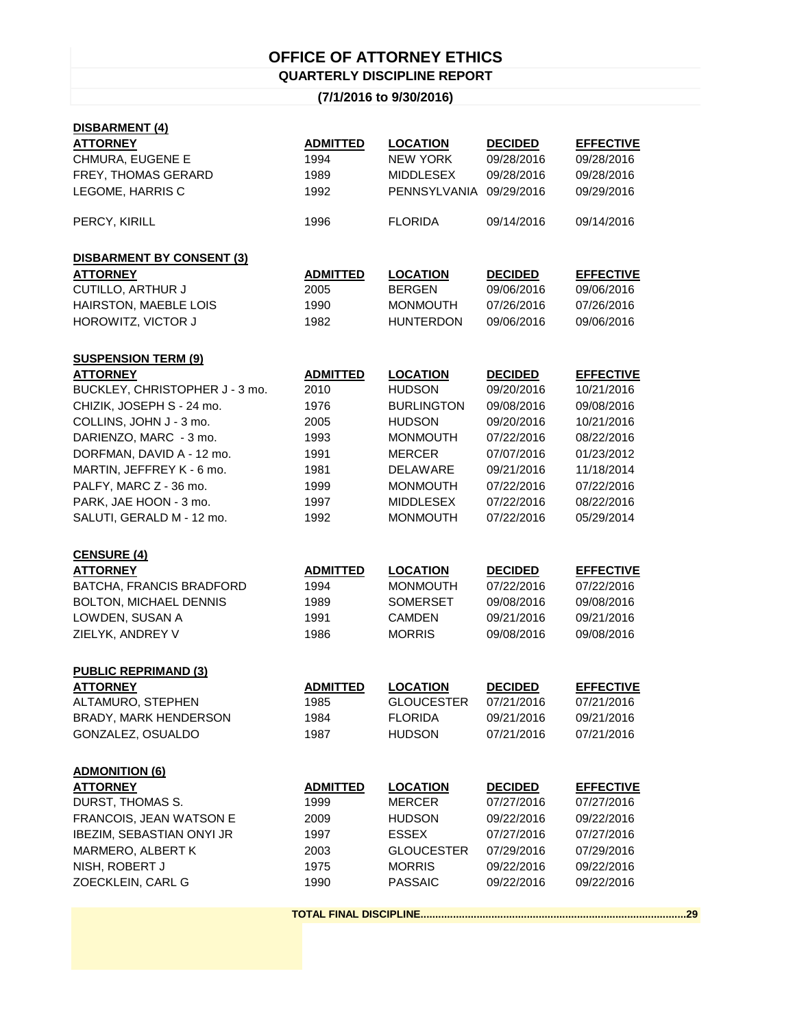# OFFICE OF ATTORNEY ETHICS

## QUARTERLY DISCIPLINE REPORT

### (7/1/2016 to 9/30/2016)

**DISBARMENT (4)**

| ATTORNEY | ADMITTED | LOCATION | DECIDED | EFFECTIVE |
|---|---|---|---|---|
| CHMURA, EUGENE E | 1994 | NEW YORK | 09/28/2016 | 09/28/2016 |
| FREY, THOMAS GERARD | 1989 | MIDDLESEX | 09/28/2016 | 09/28/2016 |
| LEGOME, HARRIS C | 1992 | PENNSYLVANIA | 09/29/2016 | 09/29/2016 |
| PERCY, KIRILL | 1996 | FLORIDA | 09/14/2016 | 09/14/2016 |

**DISBARMENT BY CONSENT (3)**

| ATTORNEY | ADMITTED | LOCATION | DECIDED | EFFECTIVE |
|---|---|---|---|---|
| CUTILLO, ARTHUR J | 2005 | BERGEN | 09/06/2016 | 09/06/2016 |
| HAIRSTON, MAEBLE LOIS | 1990 | MONMOUTH | 07/26/2016 | 07/26/2016 |
| HOROWITZ, VICTOR J | 1982 | HUNTERDON | 09/06/2016 | 09/06/2016 |

**SUSPENSION TERM (9)**

| ATTORNEY | ADMITTED | LOCATION | DECIDED | EFFECTIVE |
|---|---|---|---|---|
| BUCKLEY, CHRISTOPHER J - 3 mo. | 2010 | HUDSON | 09/20/2016 | 10/21/2016 |
| CHIZIK, JOSEPH S - 24 mo. | 1976 | BURLINGTON | 09/08/2016 | 09/08/2016 |
| COLLINS, JOHN J - 3 mo. | 2005 | HUDSON | 09/20/2016 | 10/21/2016 |
| DARIENZO, MARC - 3 mo. | 1993 | MONMOUTH | 07/22/2016 | 08/22/2016 |
| DORFMAN, DAVID A - 12 mo. | 1991 | MERCER | 07/07/2016 | 01/23/2012 |
| MARTIN, JEFFREY K - 6 mo. | 1981 | DELAWARE | 09/21/2016 | 11/18/2014 |
| PALFY, MARC Z - 36 mo. | 1999 | MONMOUTH | 07/22/2016 | 07/22/2016 |
| PARK, JAE HOON - 3 mo. | 1997 | MIDDLESEX | 07/22/2016 | 08/22/2016 |
| SALUTI, GERALD M - 12 mo. | 1992 | MONMOUTH | 07/22/2016 | 05/29/2014 |

**CENSURE (4)**

| ATTORNEY | ADMITTED | LOCATION | DECIDED | EFFECTIVE |
|---|---|---|---|---|
| BATCHA, FRANCIS BRADFORD | 1994 | MONMOUTH | 07/22/2016 | 07/22/2016 |
| BOLTON, MICHAEL DENNIS | 1989 | SOMERSET | 09/08/2016 | 09/08/2016 |
| LOWDEN, SUSAN A | 1991 | CAMDEN | 09/21/2016 | 09/21/2016 |
| ZIELYK, ANDREY V | 1986 | MORRIS | 09/08/2016 | 09/08/2016 |

**PUBLIC REPRIMAND (3)**

| ATTORNEY | ADMITTED | LOCATION | DECIDED | EFFECTIVE |
|---|---|---|---|---|
| ALTAMURO, STEPHEN | 1985 | GLOUCESTER | 07/21/2016 | 07/21/2016 |
| BRADY, MARK HENDERSON | 1984 | FLORIDA | 09/21/2016 | 09/21/2016 |
| GONZALEZ, OSUALDO | 1987 | HUDSON | 07/21/2016 | 07/21/2016 |

**ADMONITION (6)**

| ATTORNEY | ADMITTED | LOCATION | DECIDED | EFFECTIVE |
|---|---|---|---|---|
| DURST, THOMAS S. | 1999 | MERCER | 07/27/2016 | 07/27/2016 |
| FRANCOIS, JEAN WATSON E | 2009 | HUDSON | 09/22/2016 | 09/22/2016 |
| IBEZIM, SEBASTIAN ONYI JR | 1997 | ESSEX | 07/27/2016 | 07/27/2016 |
| MARMERO, ALBERT K | 2003 | GLOUCESTER | 07/29/2016 | 07/29/2016 |
| NISH, ROBERT J | 1975 | MORRIS | 09/22/2016 | 09/22/2016 |
| ZOECKLEIN, CARL G | 1990 | PASSAIC | 09/22/2016 | 09/22/2016 |

**TOTAL FINAL DISCIPLINE.........................................................................................29**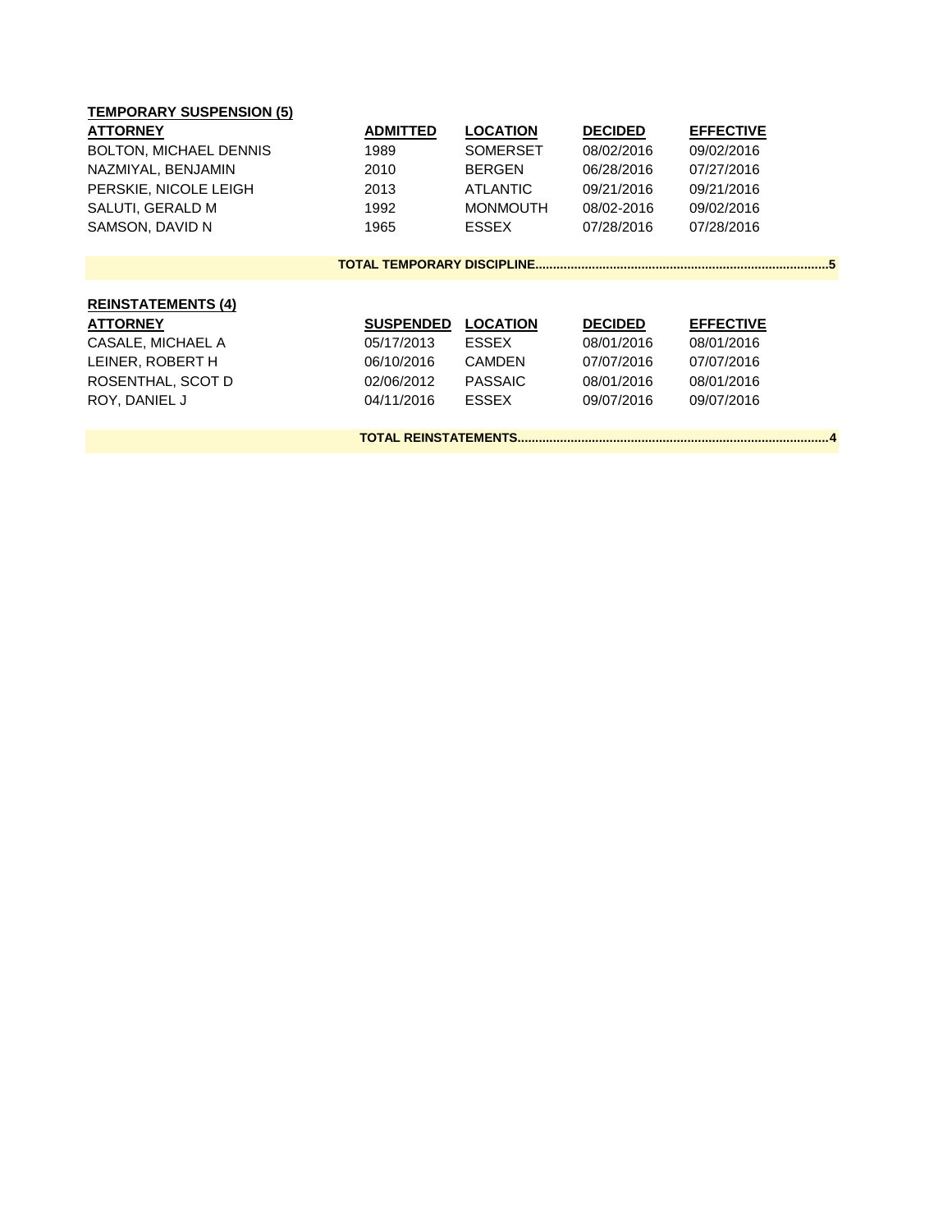**TEMPORARY SUSPENSION (5)**

| ATTORNEY | ADMITTED | LOCATION | DECIDED | EFFECTIVE |
| --- | --- | --- | --- | --- |
| BOLTON, MICHAEL DENNIS | 1989 | SOMERSET | 08/02/2016 | 09/02/2016 |
| NAZMIYAL, BENJAMIN | 2010 | BERGEN | 06/28/2016 | 07/27/2016 |
| PERSKIE, NICOLE LEIGH | 2013 | ATLANTIC | 09/21/2016 | 09/21/2016 |
| SALUTI, GERALD M | 1992 | MONMOUTH | 08/02-2016 | 09/02/2016 |
| SAMSON, DAVID N | 1965 | ESSEX | 07/28/2016 | 07/28/2016 |

**TOTAL TEMPORARY DISCIPLINE.................................................................................5**

**REINSTATEMENTS (4)**

| ATTORNEY | SUSPENDED | LOCATION | DECIDED | EFFECTIVE |
| --- | --- | --- | --- | --- |
| CASALE, MICHAEL A | 05/17/2013 | ESSEX | 08/01/2016 | 08/01/2016 |
| LEINER, ROBERT H | 06/10/2016 | CAMDEN | 07/07/2016 | 07/07/2016 |
| ROSENTHAL, SCOT D | 02/06/2012 | PASSAIC | 08/01/2016 | 08/01/2016 |
| ROY, DANIEL J | 04/11/2016 | ESSEX | 09/07/2016 | 09/07/2016 |

**TOTAL REINSTATEMENTS.......................................................................................4**